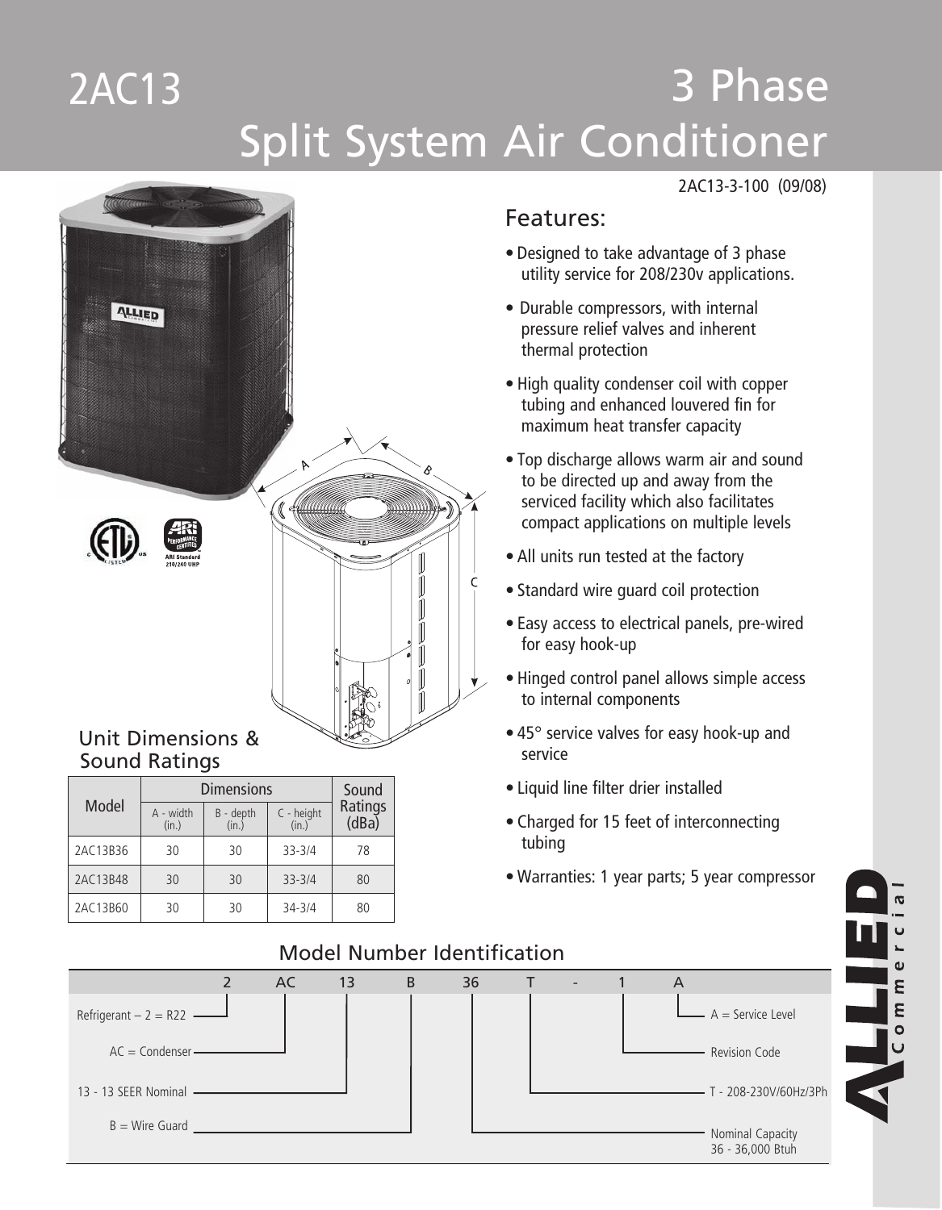# 2AC13

# 3 Phase Split System Air Conditioner

2AC13-3-100 (09/08)

## Features:

- Designed to take advantage of 3 phase utility service for 208/230v applications.
- Durable compressors, with internal pressure relief valves and inherent thermal protection
- High quality condenser coil with copper tubing and enhanced louvered fin for maximum heat transfer capacity
- Top discharge allows warm air and sound to be directed up and away from the serviced facility which also facilitates compact applications on multiple levels
- All units run tested at the factory
- Standard wire guard coil protection
- Easy access to electrical panels, pre-wired for easy hook-up
- Hinged control panel allows simple access to internal components
- 45° service valves for easy hook-up and service
- Liquid line filter drier installed
- Charged for 15 feet of interconnecting tubing
- Warranties: 1 year parts; 5 year compressor

## Unit Dimensions & Sound Ratings

| Model | Dimensions | | | Sound Ratings (dBa) |
|---|---|---|---|---|
| | A - width (in.) | B - depth (in.) | C - height (in.) | |
| 2AC13B36 | 30 | 30 | 33-3/4 | 78 |
| 2AC13B48 | 30 | 30 | 33-3/4 | 80 |
| 2AC13B60 | 30 | 30 | 34-3/4 | 80 |

## Model Number Identification

2 AC 13 B 36 T - 1 A

- Refrigerant – 2 = R22
- AC = Condenser
- 13 - 13 SEER Nominal
- B = Wire Guard
- Nominal Capacity 36 - 36,000 Btuh
- T - 208-230V/60Hz/3Ph
- Revision Code
- A = Service Level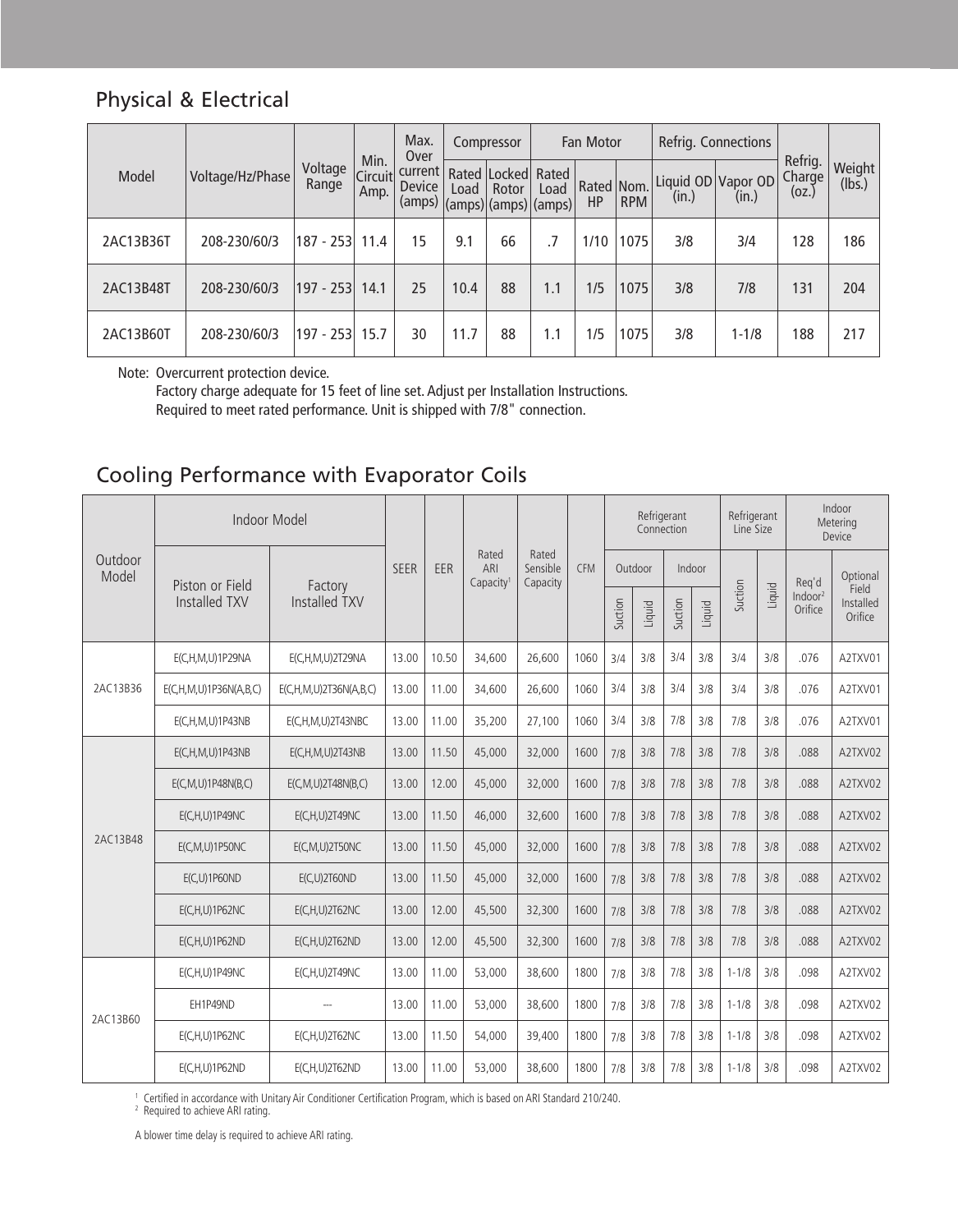## Physical & Electrical

| Model | Voltage/Hz/Phase | Voltage Range | Min. Circuit Amp. | Max. Over current Device (amps) | Compressor | | Fan Motor | | | Refrig. Connections | | Refrig. Charge (oz.) | Weight (lbs.) |
|---|---|---|---|---|---|---|---|---|---|---|---|---|---|
| | | | | | Rated Load (amps) | Locked Rotor (amps) | Rated Load (amps) | Rated HP | Nom. RPM | Liquid OD (in.) | Vapor OD (in.) | | |
| 2AC13B36T | 208-230/60/3 | 187 - 253 | 11.4 | 15 | 9.1 | 66 | .7 | 1/10 | 1075 | 3/8 | 3/4 | 128 | 186 |
| 2AC13B48T | 208-230/60/3 | 197 - 253 | 14.1 | 25 | 10.4 | 88 | 1.1 | 1/5 | 1075 | 3/8 | 7/8 | 131 | 204 |
| 2AC13B60T | 208-230/60/3 | 197 - 253 | 15.7 | 30 | 11.7 | 88 | 1.1 | 1/5 | 1075 | 3/8 | 1-1/8 | 188 | 217 |

Note: Overcurrent protection device.
Factory charge adequate for 15 feet of line set. Adjust per Installation Instructions.
Required to meet rated performance. Unit is shipped with 7/8" connection.

## Cooling Performance with Evaporator Coils

| Outdoor Model | Indoor Model | | SEER | EER | Rated ARI Capacity[1] | Rated Sensible Capacity | CFM | Refrigerant Connection | | | | Refrigerant Line Size | | Indoor Metering Device | |
|---|---|---|---|---|---|---|---|---|---|---|---|---|---|---|---|
| | | | | | | | | Outdoor | | Indoor | | | | | |
| | Piston or Field Installed TXV | Factory Installed TXV | | | | | | Suction | Liquid | Suction | Liquid | Suction | Liquid | Req'd Indoor[2] Orifice | Optional Field Installed Orifice |
| 2AC13B36 | E(C,H,M,U)1P29NA | E(C,H,M,U)2T29NA | 13.00 | 10.50 | 34,600 | 26,600 | 1060 | 3/4 | 3/8 | 3/4 | 3/8 | 3/4 | 3/8 | .076 | A2TXV01 |
| | E(C,H,M,U)1P36N(A,B,C) | E(C,H,M,U)2T36N(A,B,C) | 13.00 | 11.00 | 34,600 | 26,600 | 1060 | 3/4 | 3/8 | 3/4 | 3/8 | 3/4 | 3/8 | .076 | A2TXV01 |
| | E(C,H,M,U)1P43NB | E(C,H,M,U)2T43NBC | 13.00 | 11.00 | 35,200 | 27,100 | 1060 | 3/4 | 3/8 | 7/8 | 3/8 | 7/8 | 3/8 | .076 | A2TXV01 |
| 2AC13B48 | E(C,H,M,U)1P43NB | E(C,H,M,U)2T43NB | 13.00 | 11.50 | 45,000 | 32,000 | 1600 | 7/8 | 3/8 | 7/8 | 3/8 | 7/8 | 3/8 | .088 | A2TXV02 |
| | E(C,M,U)1P48N(B,C) | E(C,M,U)2T48N(B,C) | 13.00 | 12.00 | 45,000 | 32,000 | 1600 | 7/8 | 3/8 | 7/8 | 3/8 | 7/8 | 3/8 | .088 | A2TXV02 |
| | E(C,H,U)1P49NC | E(C,H,U)2T49NC | 13.00 | 11.50 | 46,000 | 32,600 | 1600 | 7/8 | 3/8 | 7/8 | 3/8 | 7/8 | 3/8 | .088 | A2TXV02 |
| | E(C,M,U)1P50NC | E(C,M,U)2T50NC | 13.00 | 11.50 | 45,000 | 32,000 | 1600 | 7/8 | 3/8 | 7/8 | 3/8 | 7/8 | 3/8 | .088 | A2TXV02 |
| | E(C,U)1P60ND | E(C,U)2T60ND | 13.00 | 11.50 | 45,000 | 32,000 | 1600 | 7/8 | 3/8 | 7/8 | 3/8 | 7/8 | 3/8 | .088 | A2TXV02 |
| | E(C,H,U)1P62NC | E(C,H,U)2T62NC | 13.00 | 12.00 | 45,500 | 32,300 | 1600 | 7/8 | 3/8 | 7/8 | 3/8 | 7/8 | 3/8 | .088 | A2TXV02 |
| | E(C,H,U)1P62ND | E(C,H,U)2T62ND | 13.00 | 12.00 | 45,500 | 32,300 | 1600 | 7/8 | 3/8 | 7/8 | 3/8 | 7/8 | 3/8 | .088 | A2TXV02 |
| 2AC13B60 | E(C,H,U)1P49NC | E(C,H,U)2T49NC | 13.00 | 11.00 | 53,000 | 38,600 | 1800 | 7/8 | 3/8 | 7/8 | 3/8 | 1-1/8 | 3/8 | .098 | A2TXV02 |
| | EH1P49ND | --- | 13.00 | 11.00 | 53,000 | 38,600 | 1800 | 7/8 | 3/8 | 7/8 | 3/8 | 1-1/8 | 3/8 | .098 | A2TXV02 |
| | E(C,H,U)1P62NC | E(C,H,U)2T62NC | 13.00 | 11.50 | 54,000 | 39,400 | 1800 | 7/8 | 3/8 | 7/8 | 3/8 | 1-1/8 | 3/8 | .098 | A2TXV02 |
| | E(C,H,U)1P62ND | E(C,H,U)2T62ND | 13.00 | 11.00 | 53,000 | 38,600 | 1800 | 7/8 | 3/8 | 7/8 | 3/8 | 1-1/8 | 3/8 | .098 | A2TXV02 |

[1] Certified in accordance with Unitary Air Conditioner Certification Program, which is based on ARI Standard 210/240.
[2] Required to achieve ARI rating.

A blower time delay is required to achieve ARI rating.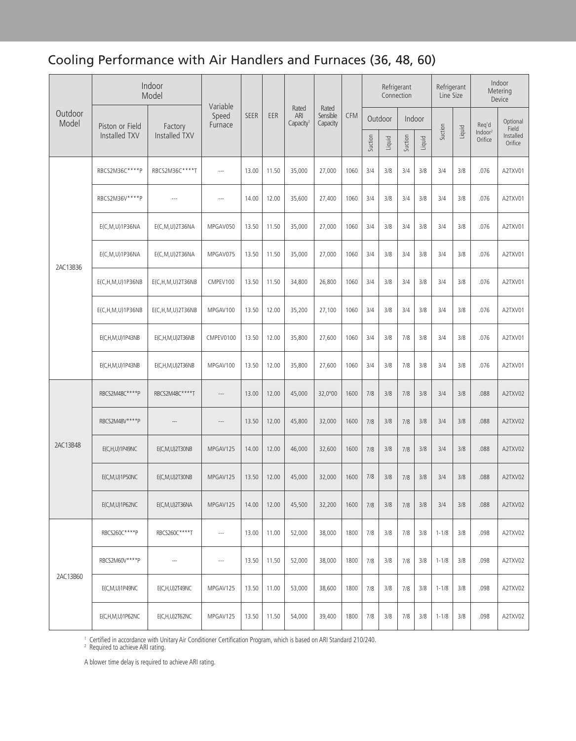## Cooling Performance with Air Handlers and Furnaces (36, 48, 60)

| Outdoor Model | Indoor Model | | Variable Speed Furnace | SEER | EER | Rated ARI Capacity[1] | Rated Sensible Capacity | CFM | Refrigerant Connection | | | | Refrigerant Line Size | | Indoor Metering Device | |
|---|---|---|---|---|---|---|---|---|---|---|---|---|---|---|---|---|
| | Piston or Field Installed TXV | Factory Installed TXV | | | | | | | Outdoor | | Indoor | | Suction | Liquid | Req'd Indoor[2] Orifice | Optional Field Installed Orifice |
| | | | | | | | | | Suction | Liquid | Suction | Liquid | | | | |
| 2AC13B36 | RBCS2M36C****P | RBCS2M36C****T | --- | 13.00 | 11.50 | 35,000 | 27,000 | 1060 | 3/4 | 3/8 | 3/4 | 3/8 | 3/4 | 3/8 | .076 | A2TXV01 |
| | RBCS2M36V****P | --- | --- | 14.00 | 12.00 | 35,600 | 27,400 | 1060 | 3/4 | 3/8 | 3/4 | 3/8 | 3/4 | 3/8 | .076 | A2TXV01 |
| | E(C,M,U)1P36NA | E(C,M,U)2T36NA | MPGAV050 | 13.50 | 11.50 | 35,000 | 27,000 | 1060 | 3/4 | 3/8 | 3/4 | 3/8 | 3/4 | 3/8 | .076 | A2TXV01 |
| | E(C,M,U)1P36NA | E(C,M,U)2T36NA | MPGAV075 | 13.50 | 11.50 | 35,000 | 27,000 | 1060 | 3/4 | 3/8 | 3/4 | 3/8 | 3/4 | 3/8 | .076 | A2TXV01 |
| | E(C,H,M,U)1P36NB | E(C,H,M,U)2T36NB | CMPEV100 | 13.50 | 11.50 | 34,800 | 26,800 | 1060 | 3/4 | 3/8 | 3/4 | 3/8 | 3/4 | 3/8 | .076 | A2TXV01 |
| | E(C,H,M,U)1P36NB | E(C,H,M,U)2T36NB | MPGAV100 | 13.50 | 12.00 | 35,200 | 27,100 | 1060 | 3/4 | 3/8 | 3/4 | 3/8 | 3/4 | 3/8 | .076 | A2TXV01 |
| | E(C,H,M,U)1P43NB | E(C,H,M,U)2T36NB | CMPEV0100 | 13.50 | 12.00 | 35,800 | 27,600 | 1060 | 3/4 | 3/8 | 7/8 | 3/8 | 3/4 | 3/8 | .076 | A2TXV01 |
| | E(C,H,M,U)1P43NB | E(C,H,M,U)2T36NB | MPGAV100 | 13.50 | 12.00 | 35,800 | 27,600 | 1060 | 3/4 | 3/8 | 7/8 | 3/8 | 3/4 | 3/8 | .076 | A2TXV01 |
| 2AC13B48 | RBCS2M48C****P | RBCS2M48C****T | --- | 13.00 | 12.00 | 45,000 | 32,0°00 | 1600 | 7/8 | 3/8 | 7/8 | 3/8 | 3/4 | 3/8 | .088 | A2TXV02 |
| | RBCS2M48V****P | --- | --- | 13.50 | 12.00 | 45,800 | 32,000 | 1600 | 7/8 | 3/8 | 7/8 | 3/8 | 3/4 | 3/8 | .088 | A2TXV02 |
| | E(C,H,U)1P49NC | E(C,M,U)2T30NB | MPGAV125 | 14.00 | 12.00 | 46,000 | 32,600 | 1600 | 7/8 | 3/8 | 7/8 | 3/8 | 3/4 | 3/8 | .088 | A2TXV02 |
| | E(C,M,U)1P50NC | E(C,M,U)2T30NB | MPGAV125 | 13.50 | 12.00 | 45,000 | 32,000 | 1600 | 7/8 | 3/8 | 7/8 | 3/8 | 3/4 | 3/8 | .088 | A2TXV02 |
| | E(C,M,U)1P62NC | E(C,M,U)2T36NA | MPGAV125 | 14.00 | 12.00 | 45,500 | 32,200 | 1600 | 7/8 | 3/8 | 7/8 | 3/8 | 3/4 | 3/8 | .088 | A2TXV02 |
| 2AC13B60 | RBCS260C****P | RBCS260C****T | --- | 13.00 | 11.00 | 52,000 | 38,000 | 1800 | 7/8 | 3/8 | 7/8 | 3/8 | 1-1/8 | 3/8 | .098 | A2TXV02 |
| | RBCS2M60V****P | --- | --- | 13.50 | 11.50 | 52,000 | 38,000 | 1800 | 7/8 | 3/8 | 7/8 | 3/8 | 1-1/8 | 3/8 | .098 | A2TXV02 |
| | E(C,M,U)1P49NC | E(C,H,U)2T49NC | MPGAV125 | 13.50 | 11.00 | 53,000 | 38,600 | 1800 | 7/8 | 3/8 | 7/8 | 3/8 | 1-1/8 | 3/8 | .098 | A2TXV02 |
| | E(C,H,M,U)1P62NC | E(C,H,U)2T62NC | MPGAV125 | 13.50 | 11.50 | 54,000 | 39,400 | 1800 | 7/8 | 3/8 | 7/8 | 3/8 | 1-1/8 | 3/8 | .098 | A2TXV02 |

[1] Certified in accordance with Unitary Air Conditioner Certification Program, which is based on ARI Standard 210/240.
[2] Required to achieve ARI rating.

A blower time delay is required to achieve ARI rating.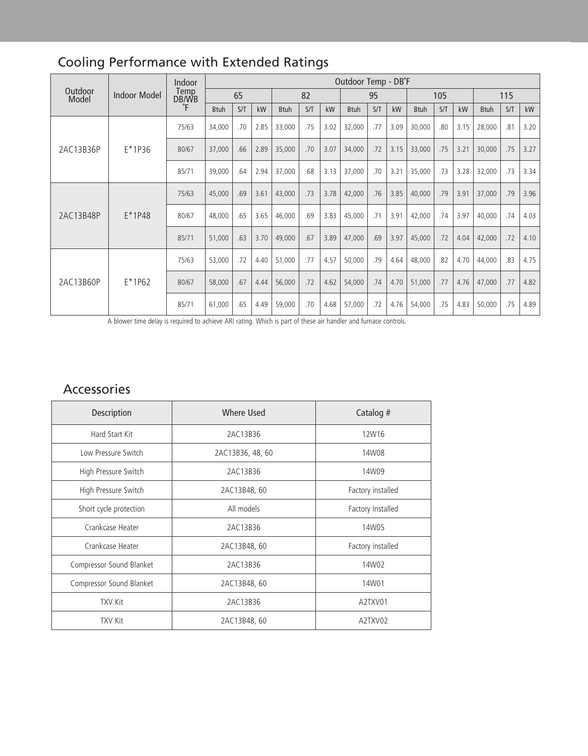## Cooling Performance with Extended Ratings

| Outdoor Model | Indoor Model | Indoor Temp DB/WB °F | Outdoor Temp - DB°F | | | | | | | | | | | | | | |
|---|---|---|---|---|---|---|---|---|---|---|---|---|---|---|---|---|---|
| | | | 65 | | | 82 | | | 95 | | | 105 | | | 115 | | |
| | | | Btuh | S/T | kW | Btuh | S/T | kW | Btuh | S/T | kW | Btuh | S/T | kW | Btuh | S/T | kW |
| 2AC13B36P | E*1P36 | 75/63 | 34,000 | .70 | 2.85 | 33,000 | .75 | 3.02 | 32,000 | .77 | 3.09 | 30,000 | .80 | 3.15 | 28,000 | .81 | 3.20 |
| | | 80/67 | 37,000 | .66 | 2.89 | 35,000 | .70 | 3.07 | 34,000 | .72 | 3.15 | 33,000 | .75 | 3.21 | 30,000 | .75 | 3.27 |
| | | 85/71 | 39,000 | .64 | 2.94 | 37,000 | .68 | 3.13 | 37,000 | .70 | 3.21 | 35,000 | .73 | 3.28 | 32,000 | .73 | 3.34 |
| 2AC13B48P | E*1P48 | 75/63 | 45,000 | .69 | 3.61 | 43,000 | .73 | 3.78 | 42,000 | .76 | 3.85 | 40,000 | .79 | 3.91 | 37,000 | .79 | 3.96 |
| | | 80/67 | 48,000 | .65 | 3.65 | 46,000 | .69 | 3.83 | 45,000 | .71 | 3.91 | 42,000 | .74 | 3.97 | 40,000 | .74 | 4.03 |
| | | 85/71 | 51,000 | .63 | 3.70 | 49,000 | .67 | 3.89 | 47,000 | .69 | 3.97 | 45,000 | .72 | 4.04 | 42,000 | .72 | 4.10 |
| 2AC13B60P | E*1P62 | 75/63 | 53,000 | .72 | 4.40 | 51,000 | .77 | 4.57 | 50,000 | .79 | 4.64 | 48,000 | .82 | 4.70 | 44,000 | .83 | 4.75 |
| | | 80/67 | 58,000 | .67 | 4.44 | 56,000 | .72 | 4.62 | 54,000 | .74 | 4.70 | 51,000 | .77 | 4.76 | 47,000 | .77 | 4.82 |
| | | 85/71 | 61,000 | .65 | 4.49 | 59,000 | .70 | 4.68 | 57,000 | .72 | 4.76 | 54,000 | .75 | 4.83 | 50,000 | .75 | 4.89 |

A blower time delay is required to achieve ARI rating. Which is part of these air handler and furnace controls.

## Accessories

| Description | Where Used | Catalog # |
|---|---|---|
| Hard Start Kit | 2AC13B36 | 12W16 |
| Low Pressure Switch | 2AC13B36, 48, 60 | 14W08 |
| High Pressure Switch | 2AC13B36 | 14W09 |
| High Pressure Switch | 2AC13B48, 60 | Factory installed |
| Short cycle protection | All models | Factory Installed |
| Crankcase Heater | 2AC13B36 | 14W05 |
| Crankcase Heater | 2AC13B48, 60 | Factory installed |
| Compressor Sound Blanket | 2AC13B36 | 14W02 |
| Compressor Sound Blanket | 2AC13B48, 60 | 14W01 |
| TXV Kit | 2AC13B36 | A2TXV01 |
| TXV Kit | 2AC13B48, 60 | A2TXV02 |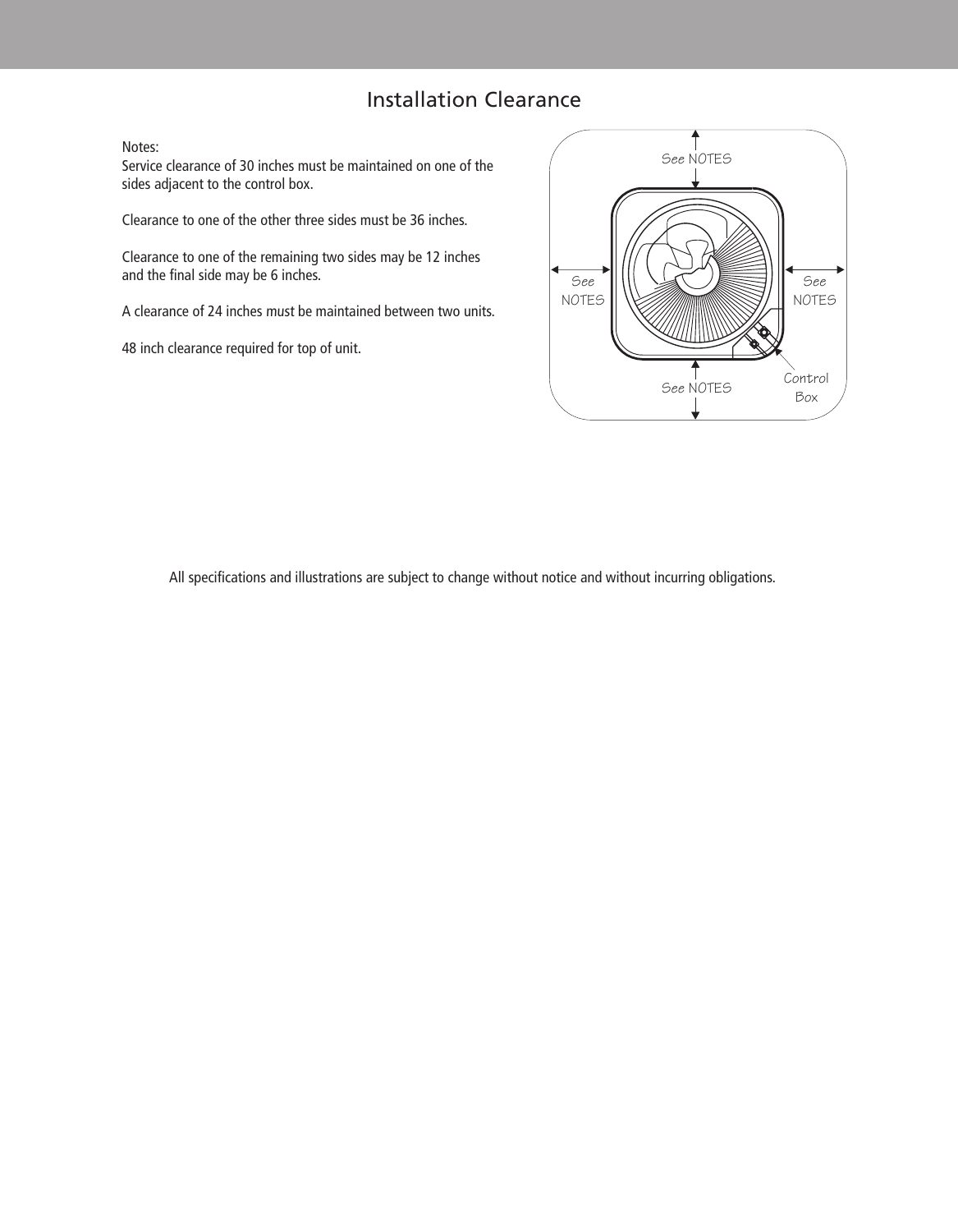# Installation Clearance

Notes:

Service clearance of 30 inches must be maintained on one of the sides adjacent to the control box.

Clearance to one of the other three sides must be 36 inches.

Clearance to one of the remaining two sides may be 12 inches and the final side may be 6 inches.

A clearance of 24 inches must be maintained between two units.

48 inch clearance required for top of unit.

All specifications and illustrations are subject to change without notice and without incurring obligations.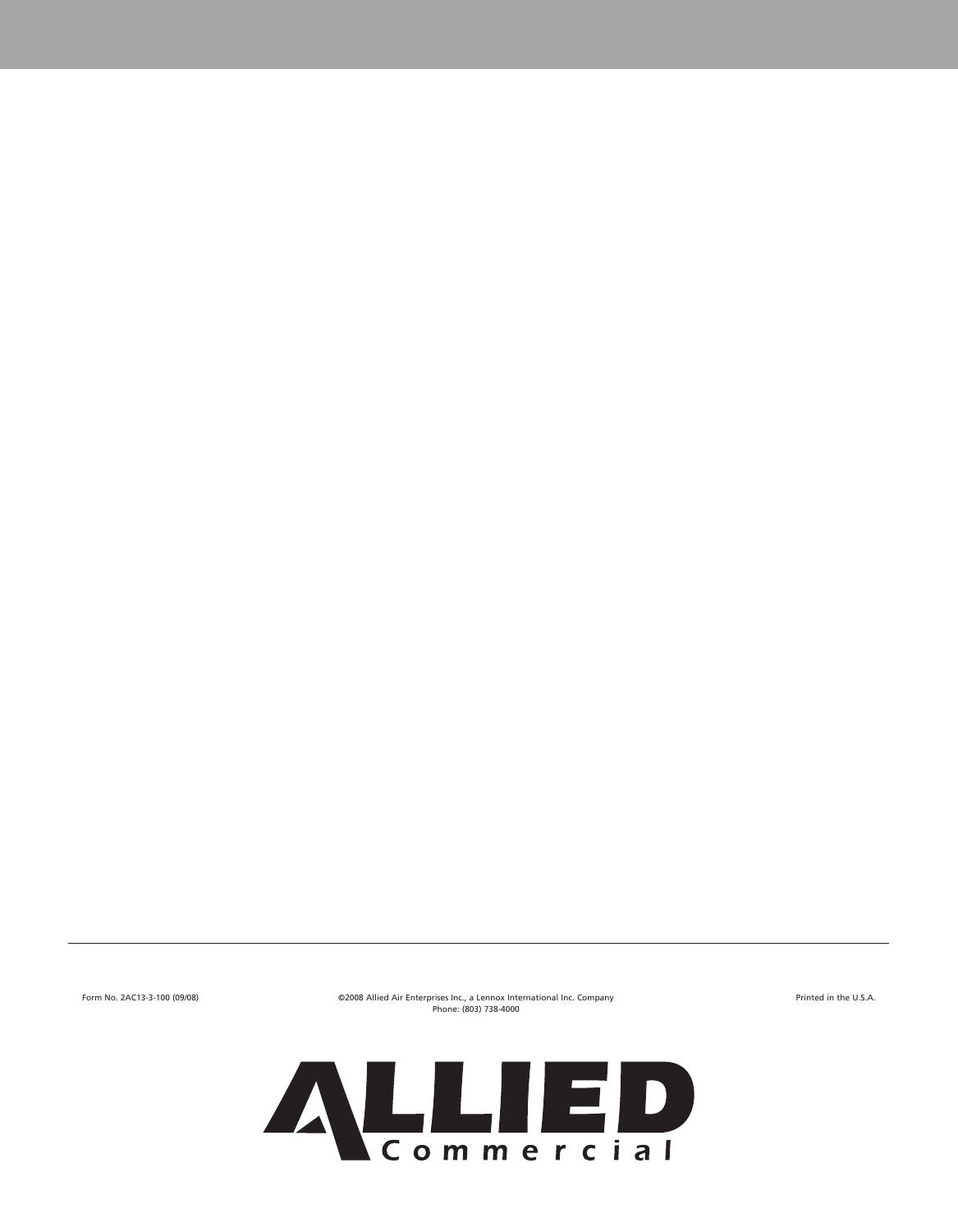Form No. 2AC13-3-100 (09/08)

©2008 Allied Air Enterprises Inc., a Lennox International Inc. Company
Phone: (803) 738-4000

Printed in the U.S.A.

ALLIED
Commercial